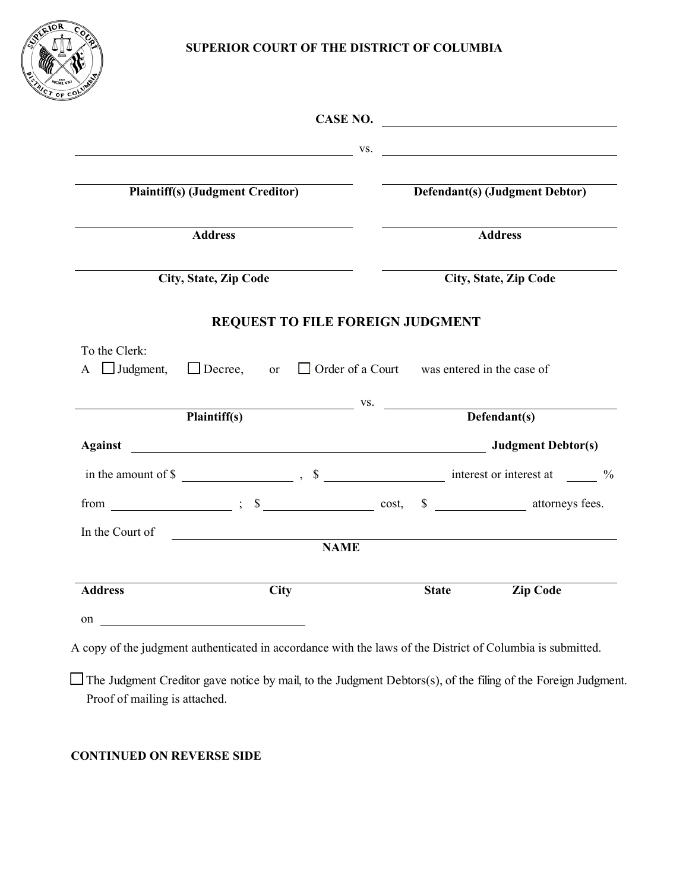**SUPERIOR COURT OF THE DISTRICT OF COLUMBIA**

**CASE NO.** ______________________________

______________________________ vs. ______________________________

______________________________ ______________________________
**Plaintiff(s) (Judgment Creditor)** **Defendant(s) (Judgment Debtor)**

______________________________ ______________________________
**Address** **Address**

______________________________ ______________________________
**City, State, Zip Code** **City, State, Zip Code**

## REQUEST TO FILE FOREIGN JUDGMENT

To the Clerk:

A ☐ Judgment, ☐ Decree, or ☐ Order of a Court was entered in the case of

______________________________ vs. ______________________________
**Plaintiff(s)** **Defendant(s)**

**Against** ______________________________ **Judgment Debtor(s)**

in the amount of $ __________ , $ __________ interest or interest at ______ %

from __________ ; $ __________ cost, $ __________ attorneys fees.

In the Court of ______________________________
**NAME**

______________________________
**Address** **City** **State** **Zip Code**

on ______________________________

A copy of the judgment authenticated in accordance with the laws of the District of Columbia is submitted.

☐ The Judgment Creditor gave notice by mail, to the Judgment Debtors(s), of the filing of the Foreign Judgment. Proof of mailing is attached.

**CONTINUED ON REVERSE SIDE**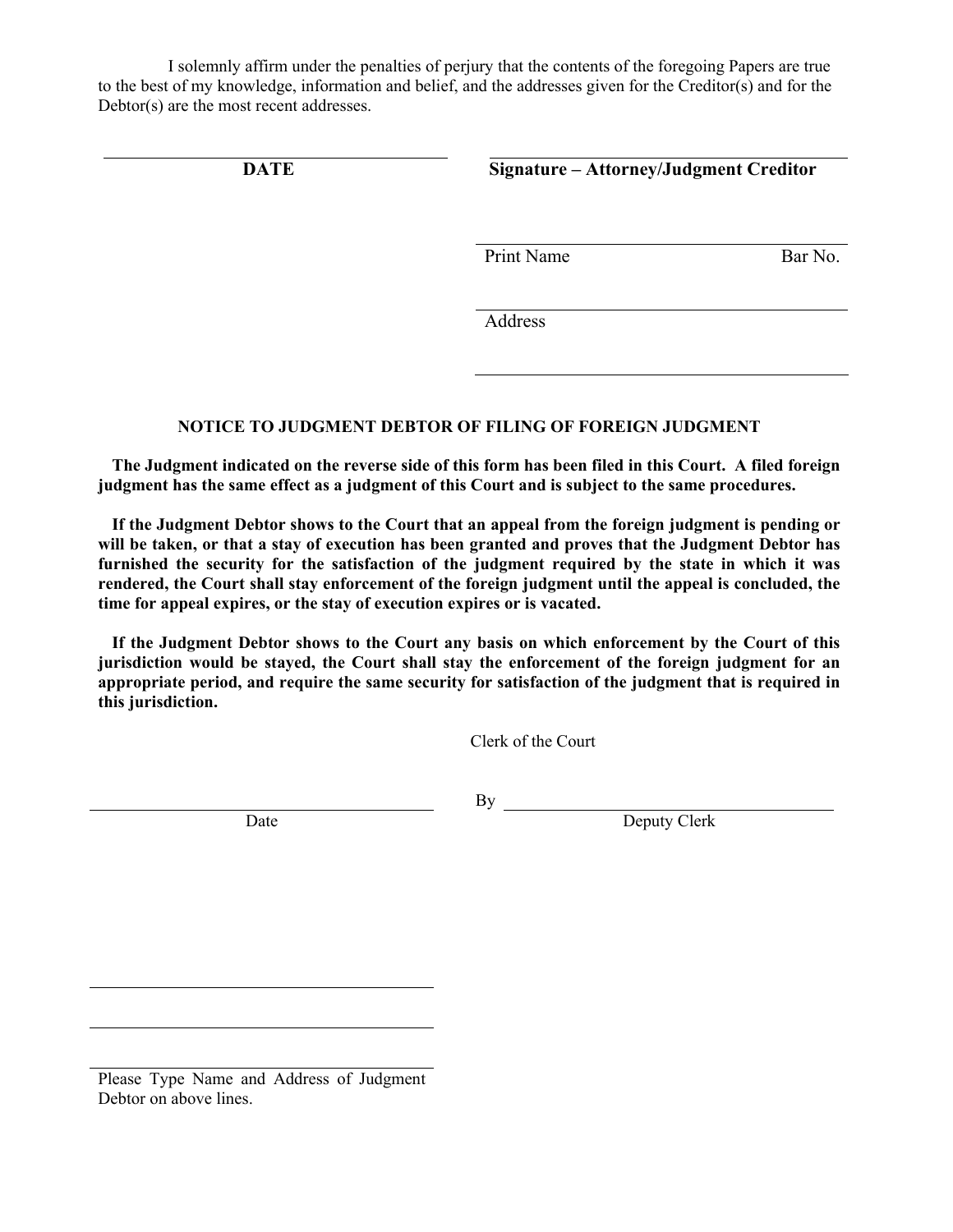I solemnly affirm under the penalties of perjury that the contents of the foregoing Papers are true to the best of my knowledge, information and belief, and the addresses given for the Creditor(s) and for the Debtor(s) are the most recent addresses.

| | |
|---|---|
| ______________________________ | ______________________________ |
| **DATE** | **Signature – Attorney/Judgment Creditor** |

______________________________
Print Name Bar No.

______________________________
Address

______________________________

## NOTICE TO JUDGMENT DEBTOR OF FILING OF FOREIGN JUDGMENT

**The Judgment indicated on the reverse side of this form has been filed in this Court. A filed foreign judgment has the same effect as a judgment of this Court and is subject to the same procedures.**

**If the Judgment Debtor shows to the Court that an appeal from the foreign judgment is pending or will be taken, or that a stay of execution has been granted and proves that the Judgment Debtor has furnished the security for the satisfaction of the judgment required by the state in which it was rendered, the Court shall stay enforcement of the foreign judgment until the appeal is concluded, the time for appeal expires, or the stay of execution expires or is vacated.**

**If the Judgment Debtor shows to the Court any basis on which enforcement by the Court of this jurisdiction would be stayed, the Court shall stay the enforcement of the foreign judgment for an appropriate period, and require the same security for satisfaction of the judgment that is required in this jurisdiction.**

Clerk of the Court

| | |
|---|---|
| ______________________________ | By ______________________________ |
| Date | Deputy Clerk |

______________________________

______________________________

______________________________
Please Type Name and Address of Judgment Debtor on above lines.